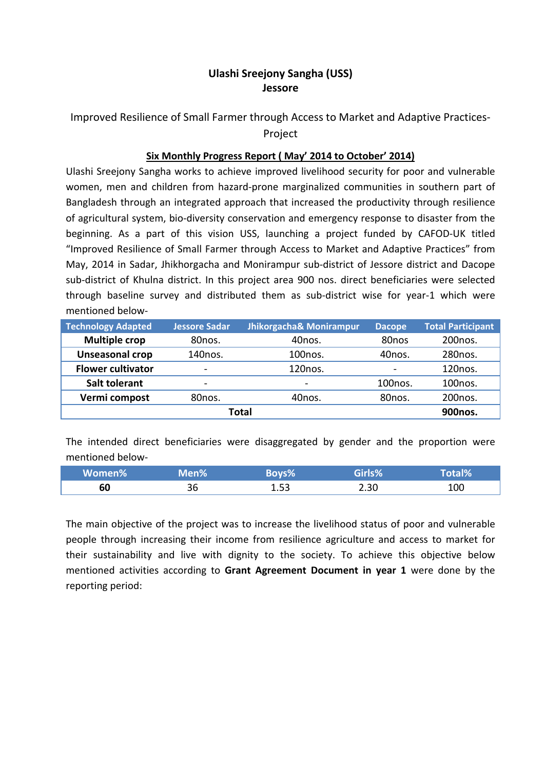# Ulashi Sreejony Sangha (USS)
## Jessore

Improved Resilience of Small Farmer through Access to Market and Adaptive Practices-Project

**Six Monthly Progress Report ( May' 2014 to October' 2014)**

Ulashi Sreejony Sangha works to achieve improved livelihood security for poor and vulnerable women, men and children from hazard-prone marginalized communities in southern part of Bangladesh through an integrated approach that increased the productivity through resilience of agricultural system, bio-diversity conservation and emergency response to disaster from the beginning. As a part of this vision USS, launching a project funded by CAFOD-UK titled "Improved Resilience of Small Farmer through Access to Market and Adaptive Practices" from May, 2014 in Sadar, Jhikhorgacha and Monirampur sub-district of Jessore district and Dacope sub-district of Khulna district. In this project area 900 nos. direct beneficiaries were selected through baseline survey and distributed them as sub-district wise for year-1 which were mentioned below-

| Technology Adapted | Jessore Sadar | Jhikorgacha& Monirampur | Dacope | Total Participant |
|---|---|---|---|---|
| **Multiple crop** | 80nos. | 40nos. | 80nos | 200nos. |
| **Unseasonal crop** | 140nos. | 100nos. | 40nos. | 280nos. |
| **Flower cultivator** | - | 120nos. | - | 120nos. |
| **Salt tolerant** | - | - | 100nos. | 100nos. |
| **Vermi compost** | 80nos. | 40nos. | 80nos. | 200nos. |
| **Total** | | | | **900nos.** |

The intended direct beneficiaries were disaggregated by gender and the proportion were mentioned below-

| Women% | Men% | Boys% | Girls% | Total% |
|---|---|---|---|---|
| **60** | 36 | 1.53 | 2.30 | 100 |

The main objective of the project was to increase the livelihood status of poor and vulnerable people through increasing their income from resilience agriculture and access to market for their sustainability and live with dignity to the society. To achieve this objective below mentioned activities according to **Grant Agreement Document in year 1** were done by the reporting period: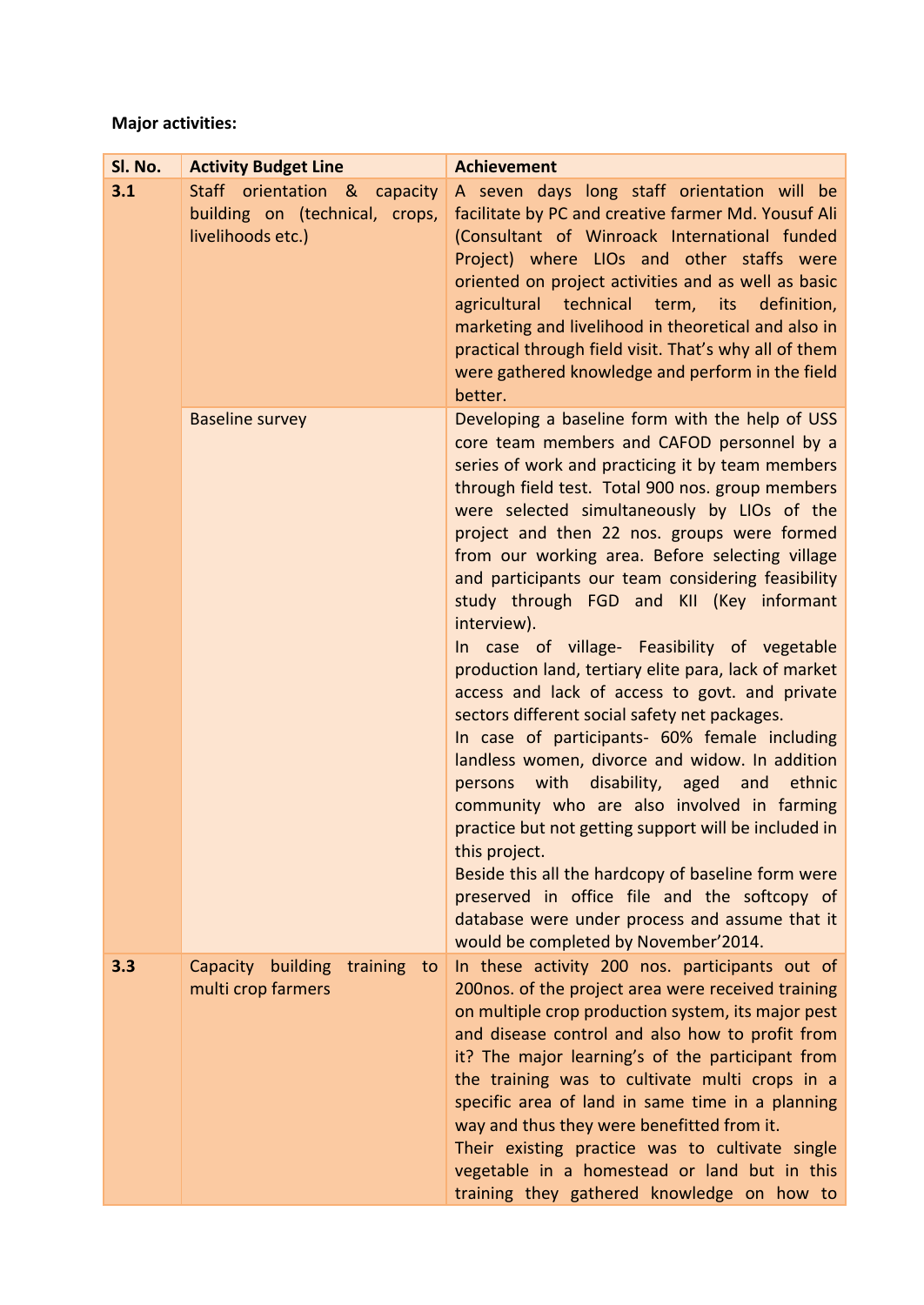**Major activities:**

| Sl. No. | Activity Budget Line | Achievement |
|---|---|---|
| **3.1** | Staff orientation & capacity building on (technical, crops, livelihoods etc.) | A seven days long staff orientation will be facilitate by PC and creative farmer Md. Yousuf Ali (Consultant of Winroack International funded Project) where LIOs and other staffs were oriented on project activities and as well as basic agricultural technical term, its definition, marketing and livelihood in theoretical and also in practical through field visit. That's why all of them were gathered knowledge and perform in the field better. |
| | Baseline survey | Developing a baseline form with the help of USS core team members and CAFOD personnel by a series of work and practicing it by team members through field test. Total 900 nos. group members were selected simultaneously by LIOs of the project and then 22 nos. groups were formed from our working area. Before selecting village and participants our team considering feasibility study through FGD and KII (Key informant interview).<br>In case of village- Feasibility of vegetable production land, tertiary elite para, lack of market access and lack of access to govt. and private sectors different social safety net packages.<br>In case of participants- 60% female including landless women, divorce and widow. In addition persons with disability, aged and ethnic community who are also involved in farming practice but not getting support will be included in this project.<br>Beside this all the hardcopy of baseline form were preserved in office file and the softcopy of database were under process and assume that it would be completed by November'2014. |
| **3.3** | Capacity building training to multi crop farmers | In these activity 200 nos. participants out of 200nos. of the project area were received training on multiple crop production system, its major pest and disease control and also how to profit from it? The major learning's of the participant from the training was to cultivate multi crops in a specific area of land in same time in a planning way and thus they were benefitted from it.<br>Their existing practice was to cultivate single vegetable in a homestead or land but in this training they gathered knowledge on how to |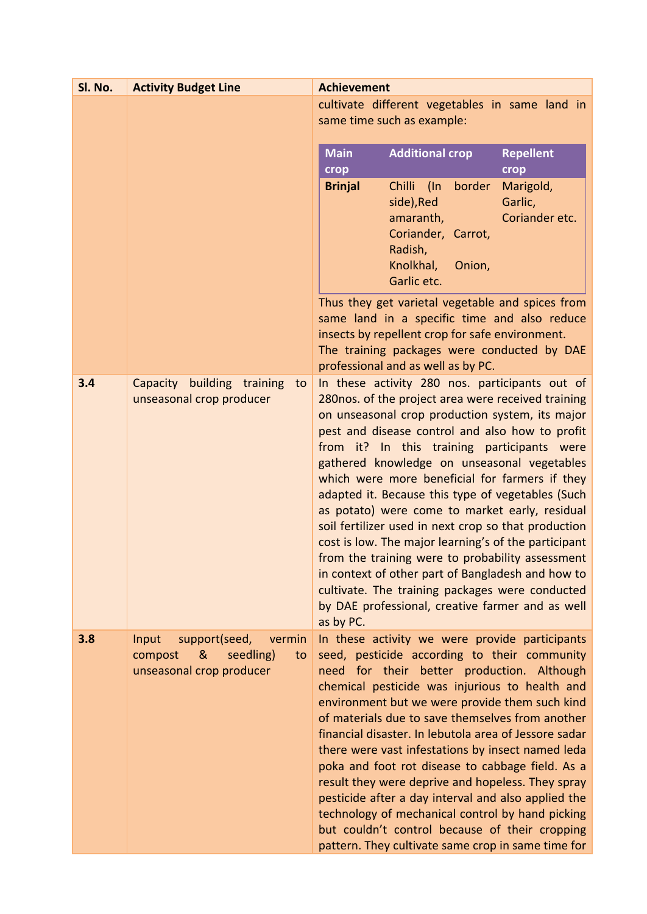| Sl. No. | Activity Budget Line | Achievement |
|---|---|---|
| | | cultivate different vegetables in same land in same time such as example:<br><br>**Main crop**: Brinjal; **Additional crop**: Chilli (In border side), Red amaranth, Coriander, Carrot, Radish, Knolkhal, Onion, Garlic etc.; **Repellent crop**: Marigold, Garlic, Coriander etc.<br><br>Thus they get varietal vegetable and spices from same land in a specific time and also reduce insects by repellent crop for safe environment.<br>The training packages were conducted by DAE professional and as well as by PC. |
| **3.4** | Capacity building training to unseasonal crop producer | In these activity 280 nos. participants out of 280nos. of the project area were received training on unseasonal crop production system, its major pest and disease control and also how to profit from it? In this training participants were gathered knowledge on unseasonal vegetables which were more beneficial for farmers if they adapted it. Because this type of vegetables (Such as potato) were come to market early, residual soil fertilizer used in next crop so that production cost is low. The major learning's of the participant from the training were to probability assessment in context of other part of Bangladesh and how to cultivate. The training packages were conducted by DAE professional, creative farmer and as well as by PC. |
| **3.8** | Input support(seed, vermin compost & seedling) to unseasonal crop producer | In these activity we were provide participants seed, pesticide according to their community need for their better production. Although chemical pesticide was injurious to health and environment but we were provide them such kind of materials due to save themselves from another financial disaster. In lebutola area of Jessore sadar there were vast infestations by insect named leda poka and foot rot disease to cabbage field. As a result they were deprive and hopeless. They spray pesticide after a day interval and also applied the technology of mechanical control by hand picking but couldn't control because of their cropping pattern. They cultivate same crop in same time for |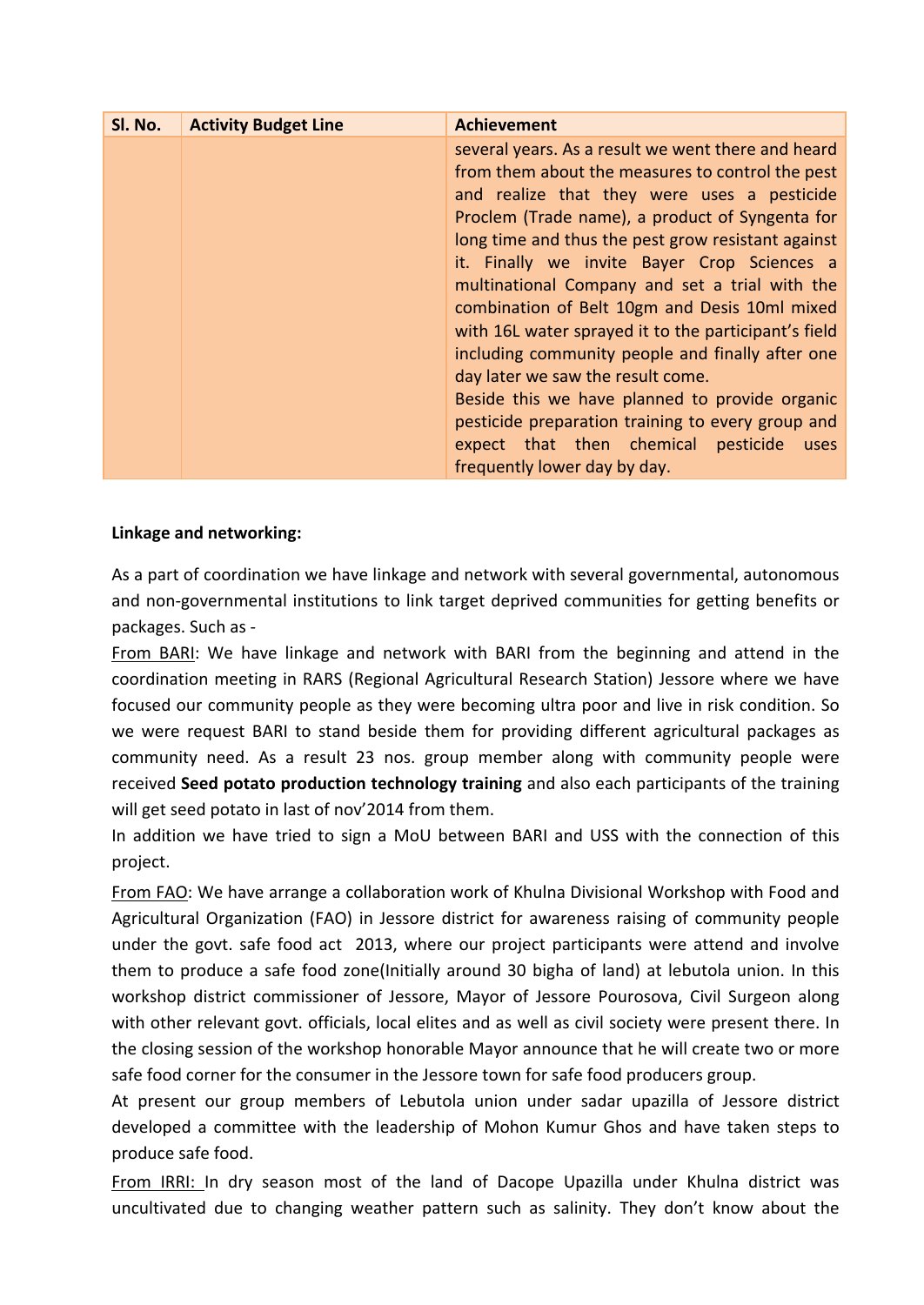| Sl. No. | Activity Budget Line | Achievement |
| --- | --- | --- |
| | | several years. As a result we went there and heard from them about the measures to control the pest and realize that they were uses a pesticide Proclem (Trade name), a product of Syngenta for long time and thus the pest grow resistant against it. Finally we invite Bayer Crop Sciences a multinational Company and set a trial with the combination of Belt 10gm and Desis 10ml mixed with 16L water sprayed it to the participant's field including community people and finally after one day later we saw the result come. Beside this we have planned to provide organic pesticide preparation training to every group and expect that then chemical pesticide uses frequently lower day by day. |

**Linkage and networking:**

As a part of coordination we have linkage and network with several governmental, autonomous and non-governmental institutions to link target deprived communities for getting benefits or packages. Such as -

From BARI: We have linkage and network with BARI from the beginning and attend in the coordination meeting in RARS (Regional Agricultural Research Station) Jessore where we have focused our community people as they were becoming ultra poor and live in risk condition. So we were request BARI to stand beside them for providing different agricultural packages as community need. As a result 23 nos. group member along with community people were received **Seed potato production technology training** and also each participants of the training will get seed potato in last of nov'2014 from them.

In addition we have tried to sign a MoU between BARI and USS with the connection of this project.

From FAO: We have arrange a collaboration work of Khulna Divisional Workshop with Food and Agricultural Organization (FAO) in Jessore district for awareness raising of community people under the govt. safe food act 2013, where our project participants were attend and involve them to produce a safe food zone(Initially around 30 bigha of land) at lebutola union. In this workshop district commissioner of Jessore, Mayor of Jessore Pourosova, Civil Surgeon along with other relevant govt. officials, local elites and as well as civil society were present there. In the closing session of the workshop honorable Mayor announce that he will create two or more safe food corner for the consumer in the Jessore town for safe food producers group.

At present our group members of Lebutola union under sadar upazilla of Jessore district developed a committee with the leadership of Mohon Kumur Ghos and have taken steps to produce safe food.

From IRRI: In dry season most of the land of Dacope Upazilla under Khulna district was uncultivated due to changing weather pattern such as salinity. They don't know about the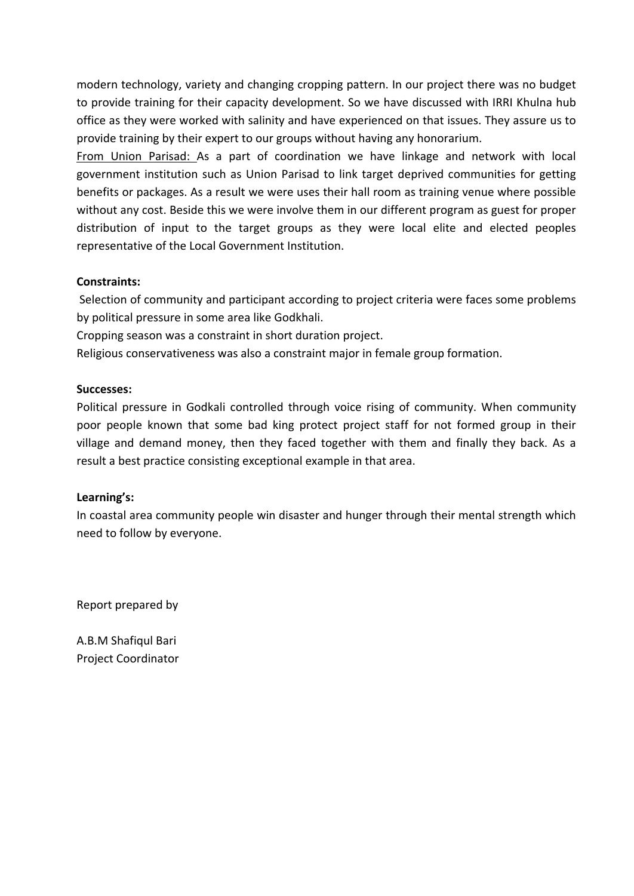modern technology, variety and changing cropping pattern. In our project there was no budget to provide training for their capacity development. So we have discussed with IRRI Khulna hub office as they were worked with salinity and have experienced on that issues. They assure us to provide training by their expert to our groups without having any honorarium.

From Union Parisad: As a part of coordination we have linkage and network with local government institution such as Union Parisad to link target deprived communities for getting benefits or packages. As a result we were uses their hall room as training venue where possible without any cost. Beside this we were involve them in our different program as guest for proper distribution of input to the target groups as they were local elite and elected peoples representative of the Local Government Institution.

**Constraints:**

Selection of community and participant according to project criteria were faces some problems by political pressure in some area like Godkhali.

Cropping season was a constraint in short duration project.

Religious conservativeness was also a constraint major in female group formation.

**Successes:**

Political pressure in Godkali controlled through voice rising of community. When community poor people known that some bad king protect project staff for not formed group in their village and demand money, then they faced together with them and finally they back. As a result a best practice consisting exceptional example in that area.

**Learning's:**

In coastal area community people win disaster and hunger through their mental strength which need to follow by everyone.

Report prepared by

A.B.M Shafiqul Bari
Project Coordinator